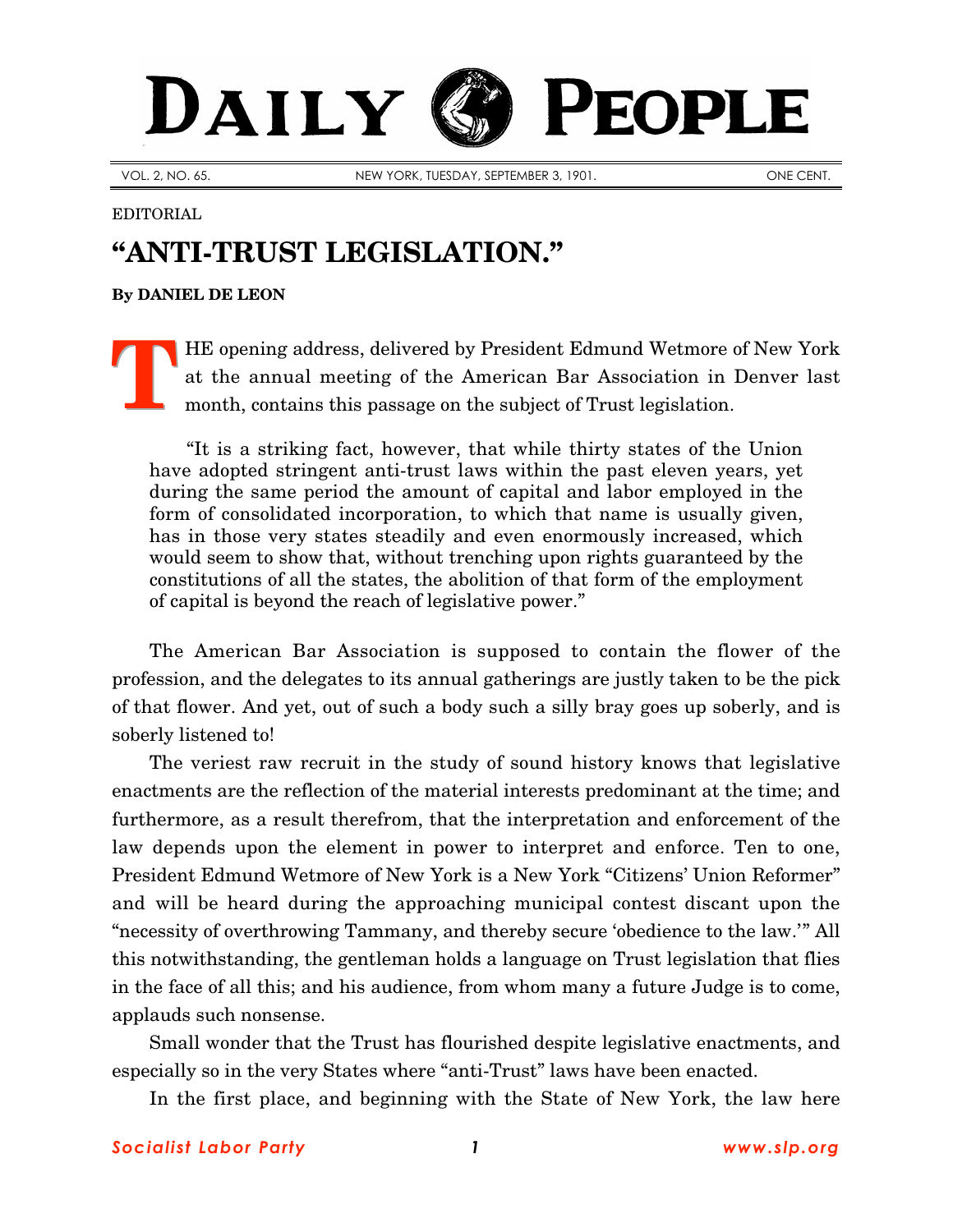# DAILY PEOPLE

VOL. 2, NO. 65. NEW YORK, TUESDAY, SEPTEMBER 3, 1901. ONE CENT.

EDITORIAL

## "ANTI-TRUST LEGISLATION."

**By DANIEL DE LEON**

THE opening address, delivered by President Edmund Wetmore of New York at the annual meeting of the American Bar Association in Denver last month, contains this passage on the subject of Trust legislation.

> "It is a striking fact, however, that while thirty states of the Union have adopted stringent anti-trust laws within the past eleven years, yet during the same period the amount of capital and labor employed in the form of consolidated incorporation, to which that name is usually given, has in those very states steadily and even enormously increased, which would seem to show that, without trenching upon rights guaranteed by the constitutions of all the states, the abolition of that form of the employment of capital is beyond the reach of legislative power."

The American Bar Association is supposed to contain the flower of the profession, and the delegates to its annual gatherings are justly taken to be the pick of that flower. And yet, out of such a body such a silly bray goes up soberly, and is soberly listened to!

The veriest raw recruit in the study of sound history knows that legislative enactments are the reflection of the material interests predominant at the time; and furthermore, as a result therefrom, that the interpretation and enforcement of the law depends upon the element in power to interpret and enforce. Ten to one, President Edmund Wetmore of New York is a New York "Citizens' Union Reformer" and will be heard during the approaching municipal contest discant upon the "necessity of overthrowing Tammany, and thereby secure 'obedience to the law.'" All this notwithstanding, the gentleman holds a language on Trust legislation that flies in the face of all this; and his audience, from whom many a future Judge is to come, applauds such nonsense.

Small wonder that the Trust has flourished despite legislative enactments, and especially so in the very States where "anti-Trust" laws have been enacted.

In the first place, and beginning with the State of New York, the law here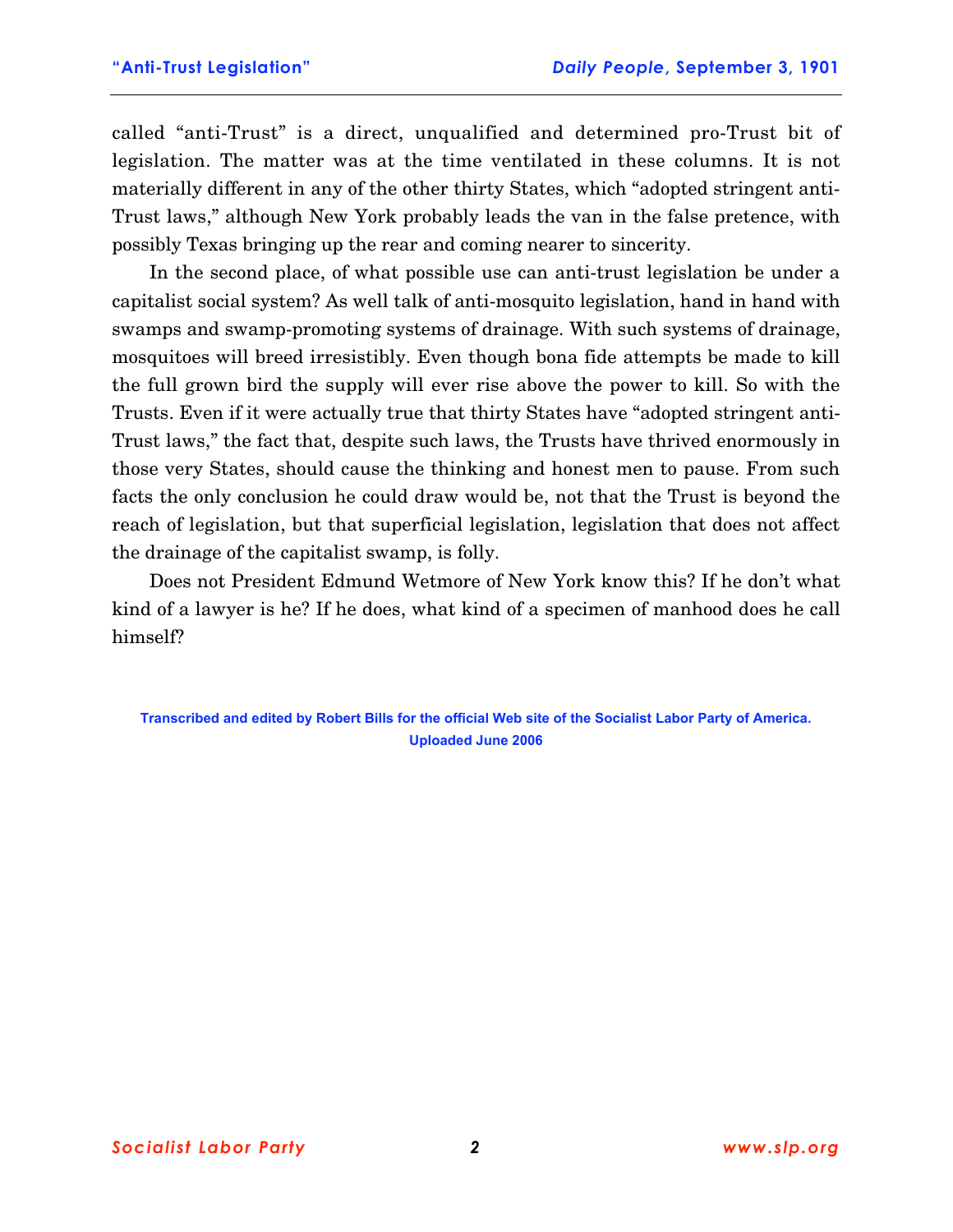called “anti-Trust” is a direct, unqualified and determined pro-Trust bit of legislation. The matter was at the time ventilated in these columns. It is not materially different in any of the other thirty States, which “adopted stringent anti-Trust laws,” although New York probably leads the van in the false pretence, with possibly Texas bringing up the rear and coming nearer to sincerity.

In the second place, of what possible use can anti-trust legislation be under a capitalist social system? As well talk of anti-mosquito legislation, hand in hand with swamps and swamp-promoting systems of drainage. With such systems of drainage, mosquitoes will breed irresistibly. Even though bona fide attempts be made to kill the full grown bird the supply will ever rise above the power to kill. So with the Trusts. Even if it were actually true that thirty States have “adopted stringent anti-Trust laws,” the fact that, despite such laws, the Trusts have thrived enormously in those very States, should cause the thinking and honest men to pause. From such facts the only conclusion he could draw would be, not that the Trust is beyond the reach of legislation, but that superficial legislation, legislation that does not affect the drainage of the capitalist swamp, is folly.

Does not President Edmund Wetmore of New York know this? If he don’t what kind of a lawyer is he? If he does, what kind of a specimen of manhood does he call himself?

**Transcribed and edited by Robert Bills for the official Web site of the Socialist Labor Party of America. Uploaded June 2006**